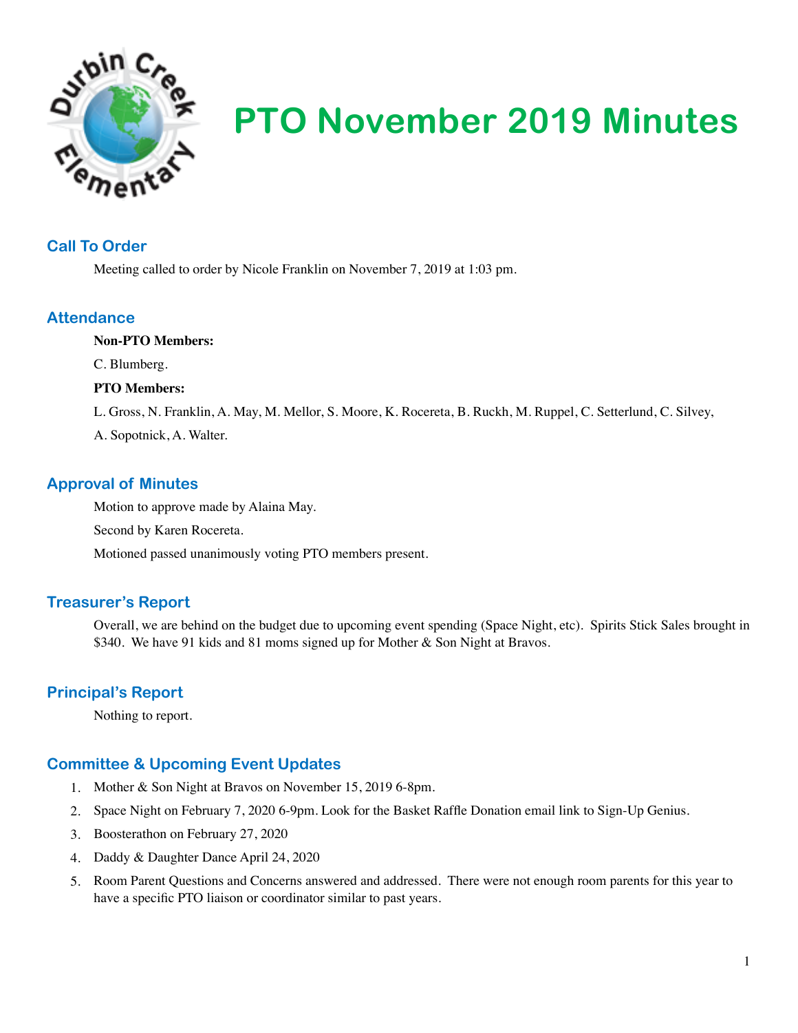# PTO November 2019 Minutes

## Call To Order

Meeting called to order by Nicole Franklin on November 7, 2019 at 1:03 pm.

## Attendance

**Non-PTO Members:**

C. Blumberg.

**PTO Members:**

L. Gross, N. Franklin, A. May, M. Mellor, S. Moore, K. Rocereta, B. Ruckh, M. Ruppel, C. Setterlund, C. Silvey, A. Sopotnick, A. Walter.

## Approval of Minutes

Motion to approve made by Alaina May.

Second by Karen Rocereta.

Motioned passed unanimously voting PTO members present.

## Treasurer's Report

Overall, we are behind on the budget due to upcoming event spending (Space Night, etc). Spirits Stick Sales brought in $340. We have 91 kids and 81 moms signed up for Mother & Son Night at Bravos.

## Principal's Report

Nothing to report.

## Committee & Upcoming Event Updates

1. Mother & Son Night at Bravos on November 15, 2019 6-8pm.
2. Space Night on February 7, 2020 6-9pm. Look for the Basket Raffle Donation email link to Sign-Up Genius.
3. Boosterathon on February 27, 2020
4. Daddy & Daughter Dance April 24, 2020
5. Room Parent Questions and Concerns answered and addressed. There were not enough room parents for this year to have a specific PTO liaison or coordinator similar to past years.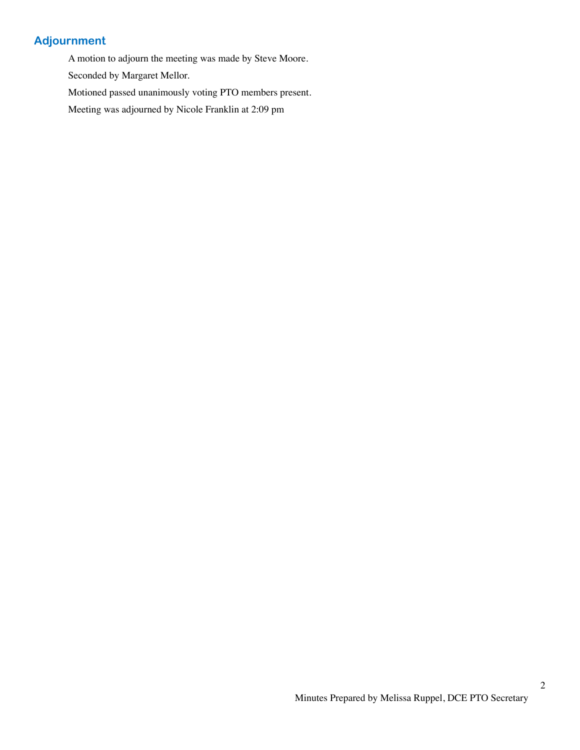## Adjournment

A motion to adjourn the meeting was made by Steve Moore.

Seconded by Margaret Mellor.

Motioned passed unanimously voting PTO members present.

Meeting was adjourned by Nicole Franklin at 2:09 pm

Minutes Prepared by Melissa Ruppel, DCE PTO Secretary